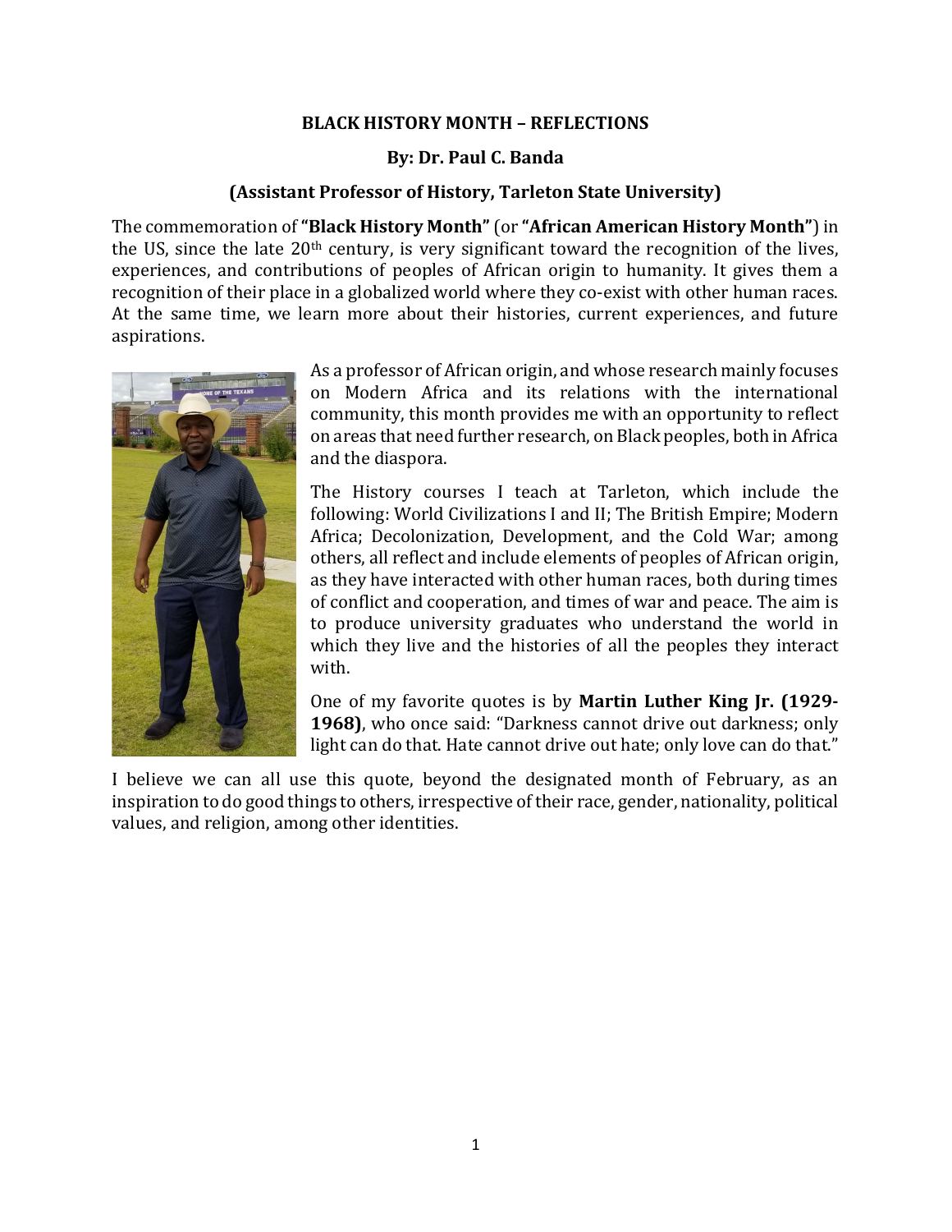**BLACK HISTORY MONTH – REFLECTIONS**

**By: Dr. Paul C. Banda**

**(Assistant Professor of History, Tarleton State University)**

The commemoration of **"Black History Month"** (or **"African American History Month"**) in the US, since the late 20th century, is very significant toward the recognition of the lives, experiences, and contributions of peoples of African origin to humanity. It gives them a recognition of their place in a globalized world where they co-exist with other human races. At the same time, we learn more about their histories, current experiences, and future aspirations.

As a professor of African origin, and whose research mainly focuses on Modern Africa and its relations with the international community, this month provides me with an opportunity to reflect on areas that need further research, on Black peoples, both in Africa and the diaspora.

The History courses I teach at Tarleton, which include the following: World Civilizations I and II; The British Empire; Modern Africa; Decolonization, Development, and the Cold War; among others, all reflect and include elements of peoples of African origin, as they have interacted with other human races, both during times of conflict and cooperation, and times of war and peace. The aim is to produce university graduates who understand the world in which they live and the histories of all the peoples they interact with.

One of my favorite quotes is by **Martin Luther King Jr. (1929-1968)**, who once said: "Darkness cannot drive out darkness; only light can do that. Hate cannot drive out hate; only love can do that."

I believe we can all use this quote, beyond the designated month of February, as an inspiration to do good things to others, irrespective of their race, gender, nationality, political values, and religion, among other identities.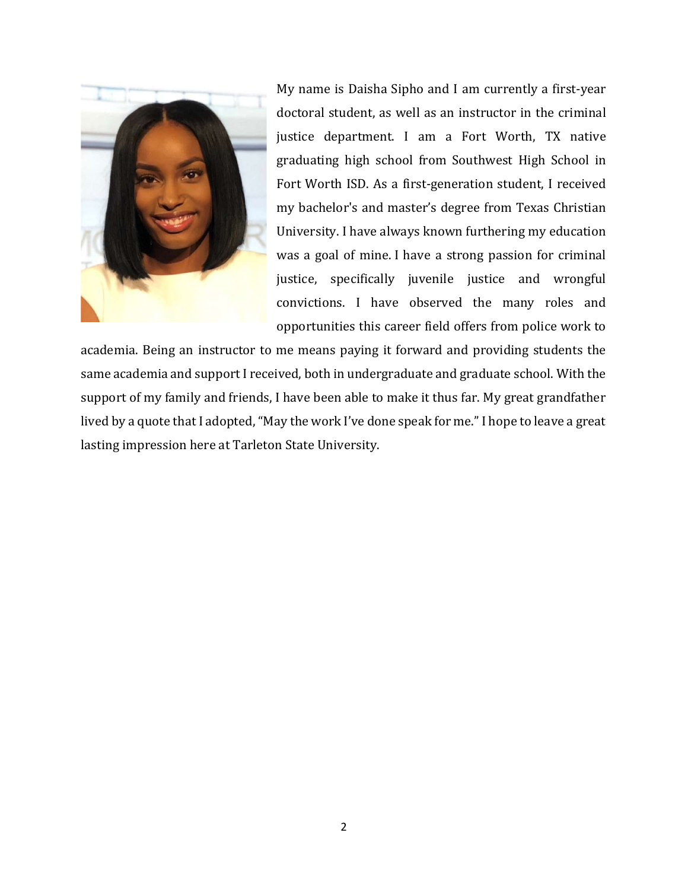My name is Daisha Sipho and I am currently a first-year doctoral student, as well as an instructor in the criminal justice department. I am a Fort Worth, TX native graduating high school from Southwest High School in Fort Worth ISD. As a first-generation student, I received my bachelor's and master's degree from Texas Christian University. I have always known furthering my education was a goal of mine. I have a strong passion for criminal justice, specifically juvenile justice and wrongful convictions. I have observed the many roles and opportunities this career field offers from police work to academia. Being an instructor to me means paying it forward and providing students the same academia and support I received, both in undergraduate and graduate school. With the support of my family and friends, I have been able to make it thus far. My great grandfather lived by a quote that I adopted, "May the work I've done speak for me." I hope to leave a great lasting impression here at Tarleton State University.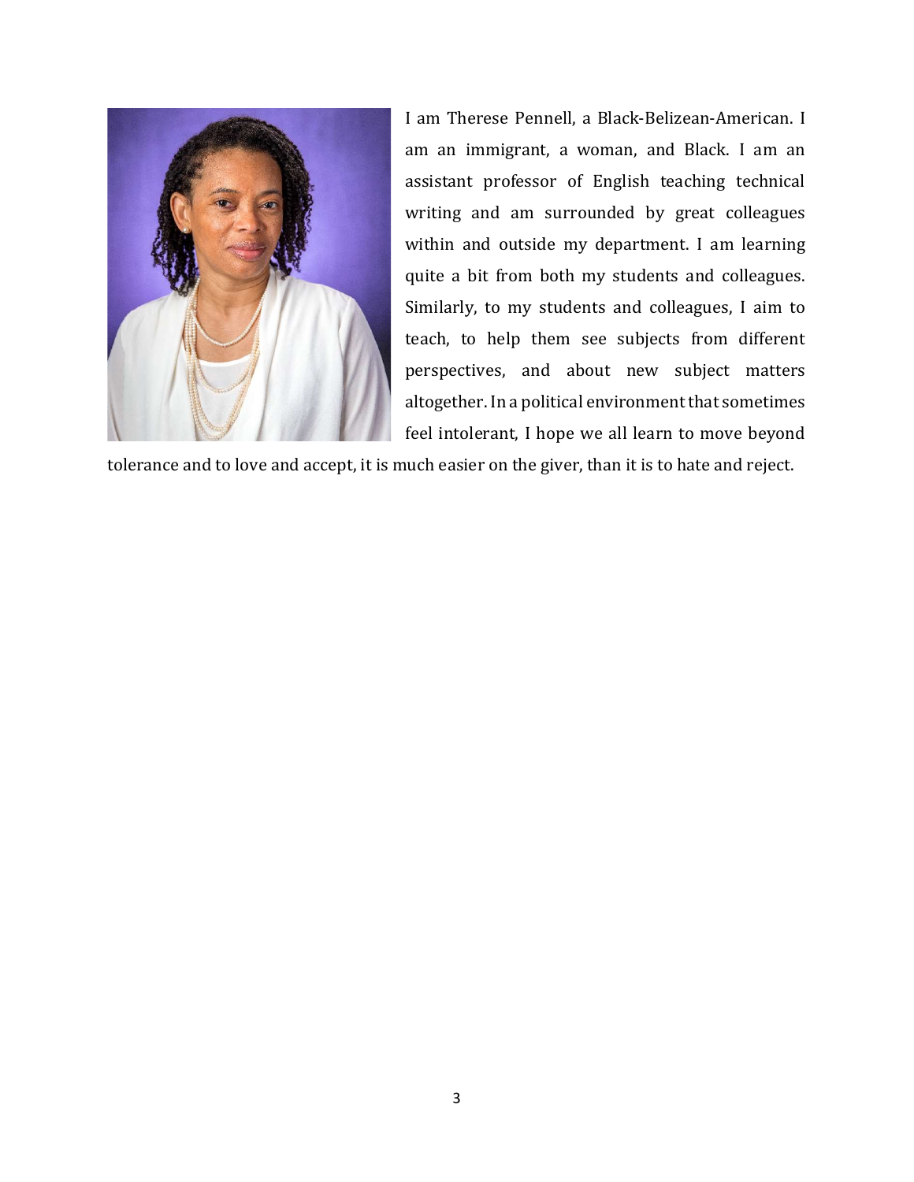I am Therese Pennell, a Black-Belizean-American. I am an immigrant, a woman, and Black. I am an assistant professor of English teaching technical writing and am surrounded by great colleagues within and outside my department. I am learning quite a bit from both my students and colleagues. Similarly, to my students and colleagues, I aim to teach, to help them see subjects from different perspectives, and about new subject matters altogether. In a political environment that sometimes feel intolerant, I hope we all learn to move beyond tolerance and to love and accept, it is much easier on the giver, than it is to hate and reject.